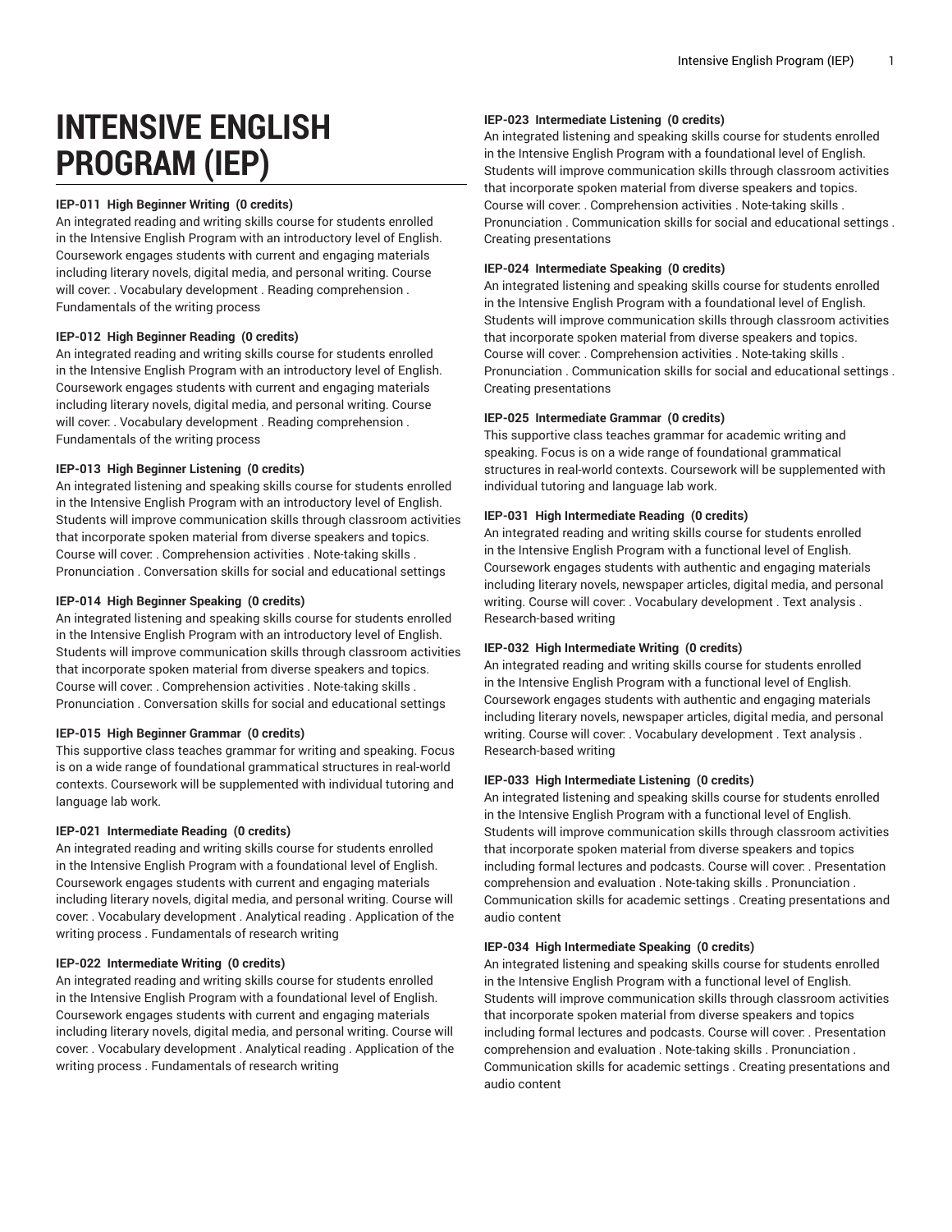# INTENSIVE ENGLISH PROGRAM (IEP)

**IEP-011 High Beginner Writing (0 credits)**
An integrated reading and writing skills course for students enrolled in the Intensive English Program with an introductory level of English. Coursework engages students with current and engaging materials including literary novels, digital media, and personal writing. Course will cover: . Vocabulary development . Reading comprehension . Fundamentals of the writing process

**IEP-012 High Beginner Reading (0 credits)**
An integrated reading and writing skills course for students enrolled in the Intensive English Program with an introductory level of English. Coursework engages students with current and engaging materials including literary novels, digital media, and personal writing. Course will cover: . Vocabulary development . Reading comprehension . Fundamentals of the writing process

**IEP-013 High Beginner Listening (0 credits)**
An integrated listening and speaking skills course for students enrolled in the Intensive English Program with an introductory level of English. Students will improve communication skills through classroom activities that incorporate spoken material from diverse speakers and topics. Course will cover: . Comprehension activities . Note-taking skills . Pronunciation . Conversation skills for social and educational settings

**IEP-014 High Beginner Speaking (0 credits)**
An integrated listening and speaking skills course for students enrolled in the Intensive English Program with an introductory level of English. Students will improve communication skills through classroom activities that incorporate spoken material from diverse speakers and topics. Course will cover: . Comprehension activities . Note-taking skills . Pronunciation . Conversation skills for social and educational settings

**IEP-015 High Beginner Grammar (0 credits)**
This supportive class teaches grammar for writing and speaking. Focus is on a wide range of foundational grammatical structures in real-world contexts. Coursework will be supplemented with individual tutoring and language lab work.

**IEP-021 Intermediate Reading (0 credits)**
An integrated reading and writing skills course for students enrolled in the Intensive English Program with a foundational level of English. Coursework engages students with current and engaging materials including literary novels, digital media, and personal writing. Course will cover: . Vocabulary development . Analytical reading . Application of the writing process . Fundamentals of research writing

**IEP-022 Intermediate Writing (0 credits)**
An integrated reading and writing skills course for students enrolled in the Intensive English Program with a foundational level of English. Coursework engages students with current and engaging materials including literary novels, digital media, and personal writing. Course will cover: . Vocabulary development . Analytical reading . Application of the writing process . Fundamentals of research writing

**IEP-023 Intermediate Listening (0 credits)**
An integrated listening and speaking skills course for students enrolled in the Intensive English Program with a foundational level of English. Students will improve communication skills through classroom activities that incorporate spoken material from diverse speakers and topics. Course will cover: . Comprehension activities . Note-taking skills . Pronunciation . Communication skills for social and educational settings . Creating presentations

**IEP-024 Intermediate Speaking (0 credits)**
An integrated listening and speaking skills course for students enrolled in the Intensive English Program with a foundational level of English. Students will improve communication skills through classroom activities that incorporate spoken material from diverse speakers and topics. Course will cover: . Comprehension activities . Note-taking skills . Pronunciation . Communication skills for social and educational settings . Creating presentations

**IEP-025 Intermediate Grammar (0 credits)**
This supportive class teaches grammar for academic writing and speaking. Focus is on a wide range of foundational grammatical structures in real-world contexts. Coursework will be supplemented with individual tutoring and language lab work.

**IEP-031 High Intermediate Reading (0 credits)**
An integrated reading and writing skills course for students enrolled in the Intensive English Program with a functional level of English. Coursework engages students with authentic and engaging materials including literary novels, newspaper articles, digital media, and personal writing. Course will cover: . Vocabulary development . Text analysis . Research-based writing

**IEP-032 High Intermediate Writing (0 credits)**
An integrated reading and writing skills course for students enrolled in the Intensive English Program with a functional level of English. Coursework engages students with authentic and engaging materials including literary novels, newspaper articles, digital media, and personal writing. Course will cover: . Vocabulary development . Text analysis . Research-based writing

**IEP-033 High Intermediate Listening (0 credits)**
An integrated listening and speaking skills course for students enrolled in the Intensive English Program with a functional level of English. Students will improve communication skills through classroom activities that incorporate spoken material from diverse speakers and topics including formal lectures and podcasts. Course will cover: . Presentation comprehension and evaluation . Note-taking skills . Pronunciation . Communication skills for academic settings . Creating presentations and audio content

**IEP-034 High Intermediate Speaking (0 credits)**
An integrated listening and speaking skills course for students enrolled in the Intensive English Program with a functional level of English. Students will improve communication skills through classroom activities that incorporate spoken material from diverse speakers and topics including formal lectures and podcasts. Course will cover: . Presentation comprehension and evaluation . Note-taking skills . Pronunciation . Communication skills for academic settings . Creating presentations and audio content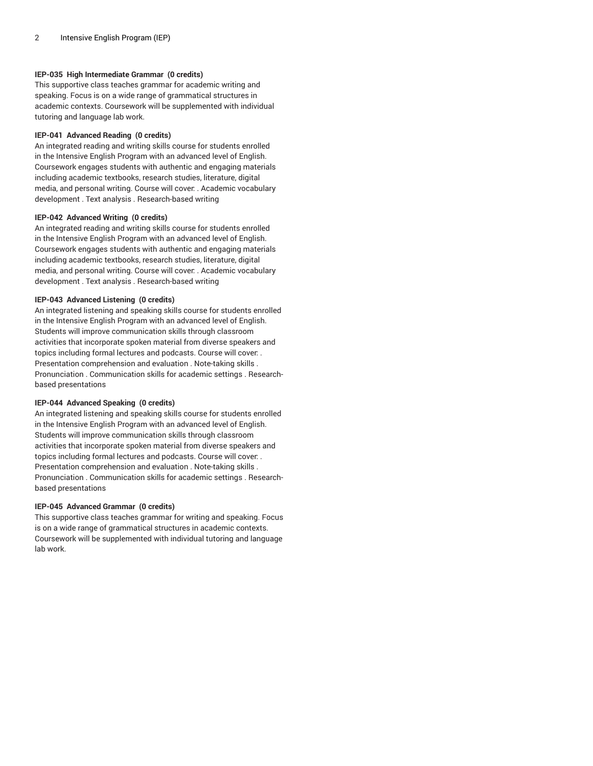**IEP-035 High Intermediate Grammar (0 credits)**
This supportive class teaches grammar for academic writing and speaking. Focus is on a wide range of grammatical structures in academic contexts. Coursework will be supplemented with individual tutoring and language lab work.

**IEP-041 Advanced Reading (0 credits)**
An integrated reading and writing skills course for students enrolled in the Intensive English Program with an advanced level of English. Coursework engages students with authentic and engaging materials including academic textbooks, research studies, literature, digital media, and personal writing. Course will cover: . Academic vocabulary development . Text analysis . Research-based writing

**IEP-042 Advanced Writing (0 credits)**
An integrated reading and writing skills course for students enrolled in the Intensive English Program with an advanced level of English. Coursework engages students with authentic and engaging materials including academic textbooks, research studies, literature, digital media, and personal writing. Course will cover: . Academic vocabulary development . Text analysis . Research-based writing

**IEP-043 Advanced Listening (0 credits)**
An integrated listening and speaking skills course for students enrolled in the Intensive English Program with an advanced level of English. Students will improve communication skills through classroom activities that incorporate spoken material from diverse speakers and topics including formal lectures and podcasts. Course will cover: . Presentation comprehension and evaluation . Note-taking skills . Pronunciation . Communication skills for academic settings . Research-based presentations

**IEP-044 Advanced Speaking (0 credits)**
An integrated listening and speaking skills course for students enrolled in the Intensive English Program with an advanced level of English. Students will improve communication skills through classroom activities that incorporate spoken material from diverse speakers and topics including formal lectures and podcasts. Course will cover: . Presentation comprehension and evaluation . Note-taking skills . Pronunciation . Communication skills for academic settings . Research-based presentations

**IEP-045 Advanced Grammar (0 credits)**
This supportive class teaches grammar for writing and speaking. Focus is on a wide range of grammatical structures in academic contexts. Coursework will be supplemented with individual tutoring and language lab work.